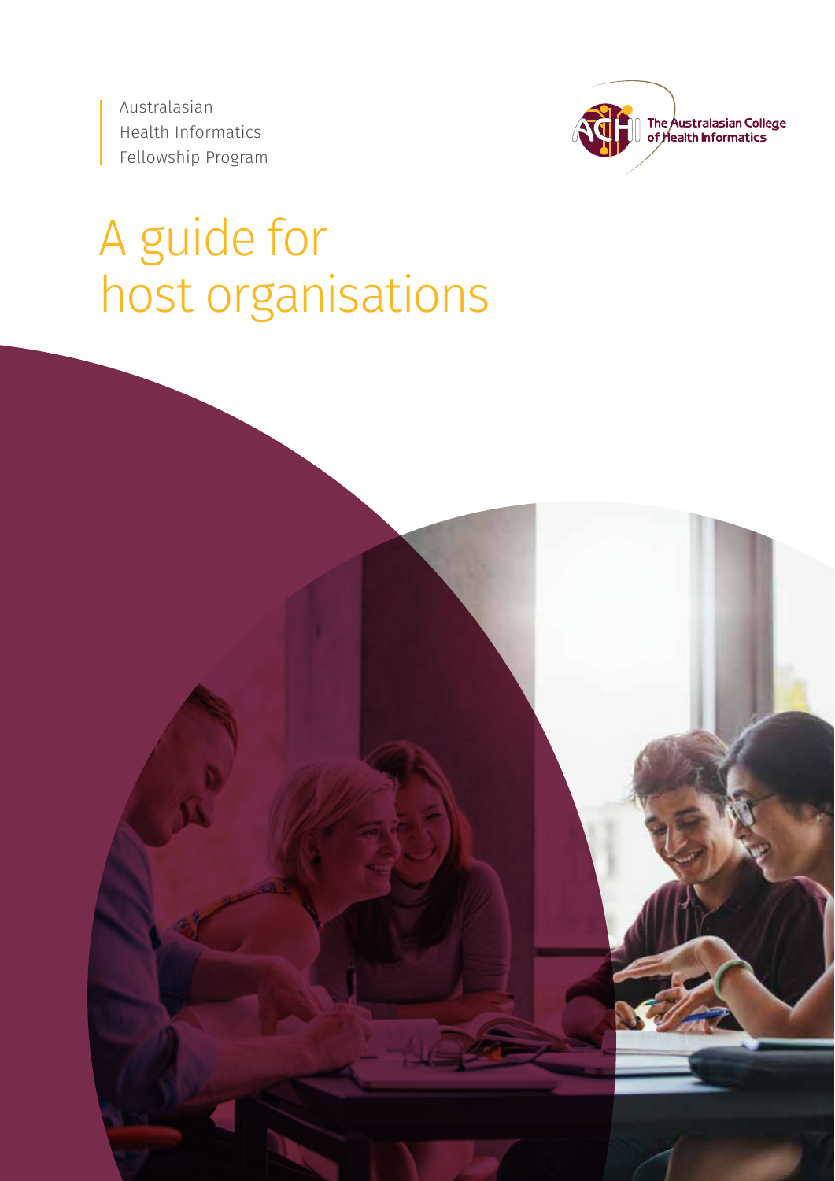Australasian
Health Informatics
Fellowship Program

The Australasian College of Health Informatics

# A guide for host organisations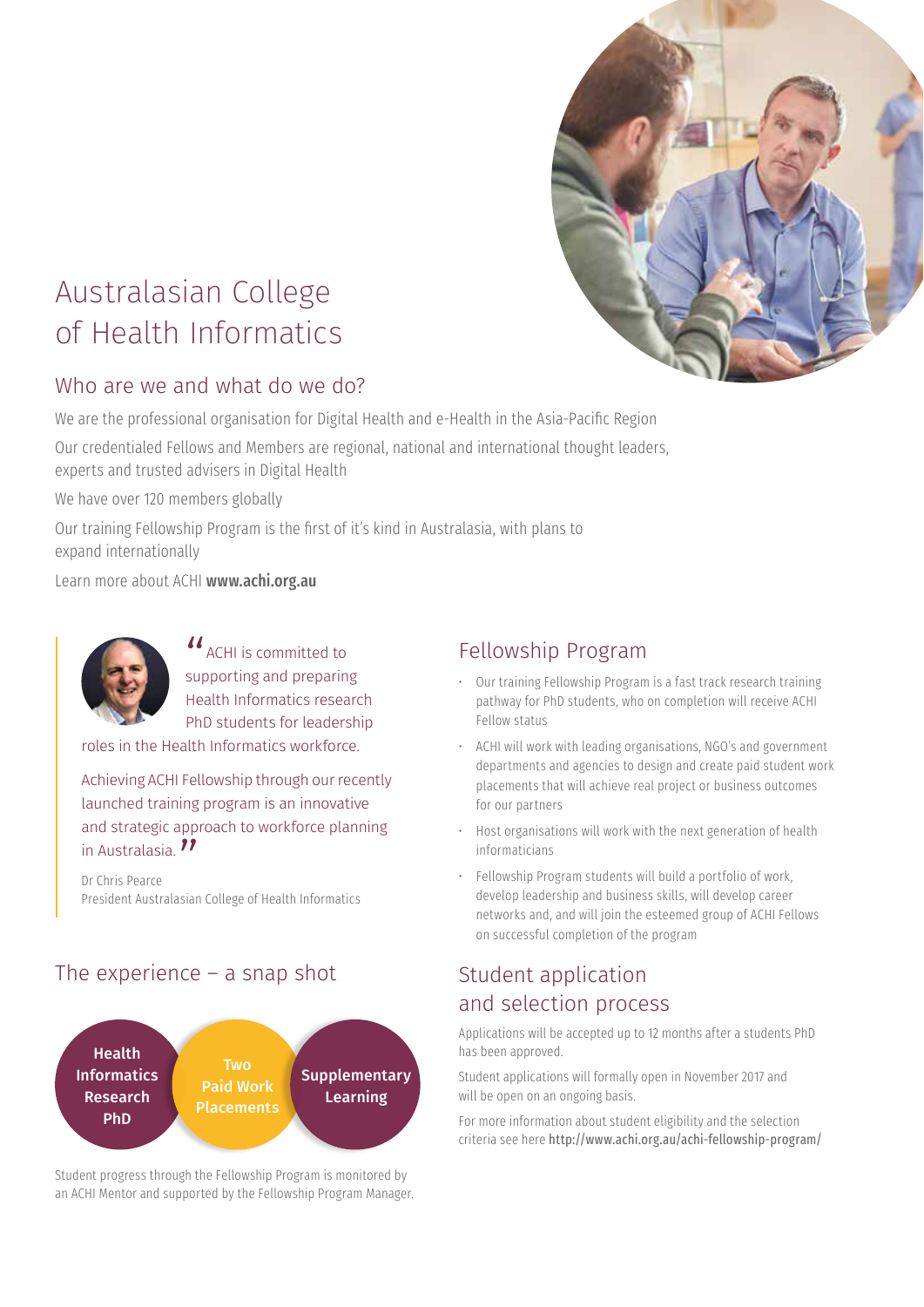# Australasian College of Health Informatics

## Who are we and what do we do?

We are the professional organisation for Digital Health and e-Health in the Asia-Pacific Region

Our credentialed Fellows and Members are regional, national and international thought leaders, experts and trusted advisers in Digital Health

We have over 120 members globally

Our training Fellowship Program is the first of it's kind in Australasia, with plans to expand internationally

Learn more about ACHI **www.achi.org.au**

> "ACHI is committed to supporting and preparing Health Informatics research PhD students for leadership roles in the Health Informatics workforce.
>
> Achieving ACHI Fellowship through our recently launched training program is an innovative and strategic approach to workforce planning in Australasia."
>
> Dr Chris Pearce
> President Australasian College of Health Informatics

## The experience – a snap shot

**Health Informatics Research PhD** | **Two Paid Work Placements** | **Supplementary Learning**

Student progress through the Fellowship Program is monitored by an ACHI Mentor and supported by the Fellowship Program Manager.

## Fellowship Program

- Our training Fellowship Program is a fast track research training pathway for PhD students, who on completion will receive ACHI Fellow status
- ACHI will work with leading organisations, NGO's and government departments and agencies to design and create paid student work placements that will achieve real project or business outcomes for our partners
- Host organisations will work with the next generation of health informaticians
- Fellowship Program students will build a portfolio of work, develop leadership and business skills, will develop career networks and, and will join the esteemed group of ACHI Fellows on successful completion of the program

## Student application and selection process

Applications will be accepted up to 12 months after a students PhD has been approved.

Student applications will formally open in November 2017 and will be open on an ongoing basis.

For more information about student eligibility and the selection criteria see here http://www.achi.org.au/achi-fellowship-program/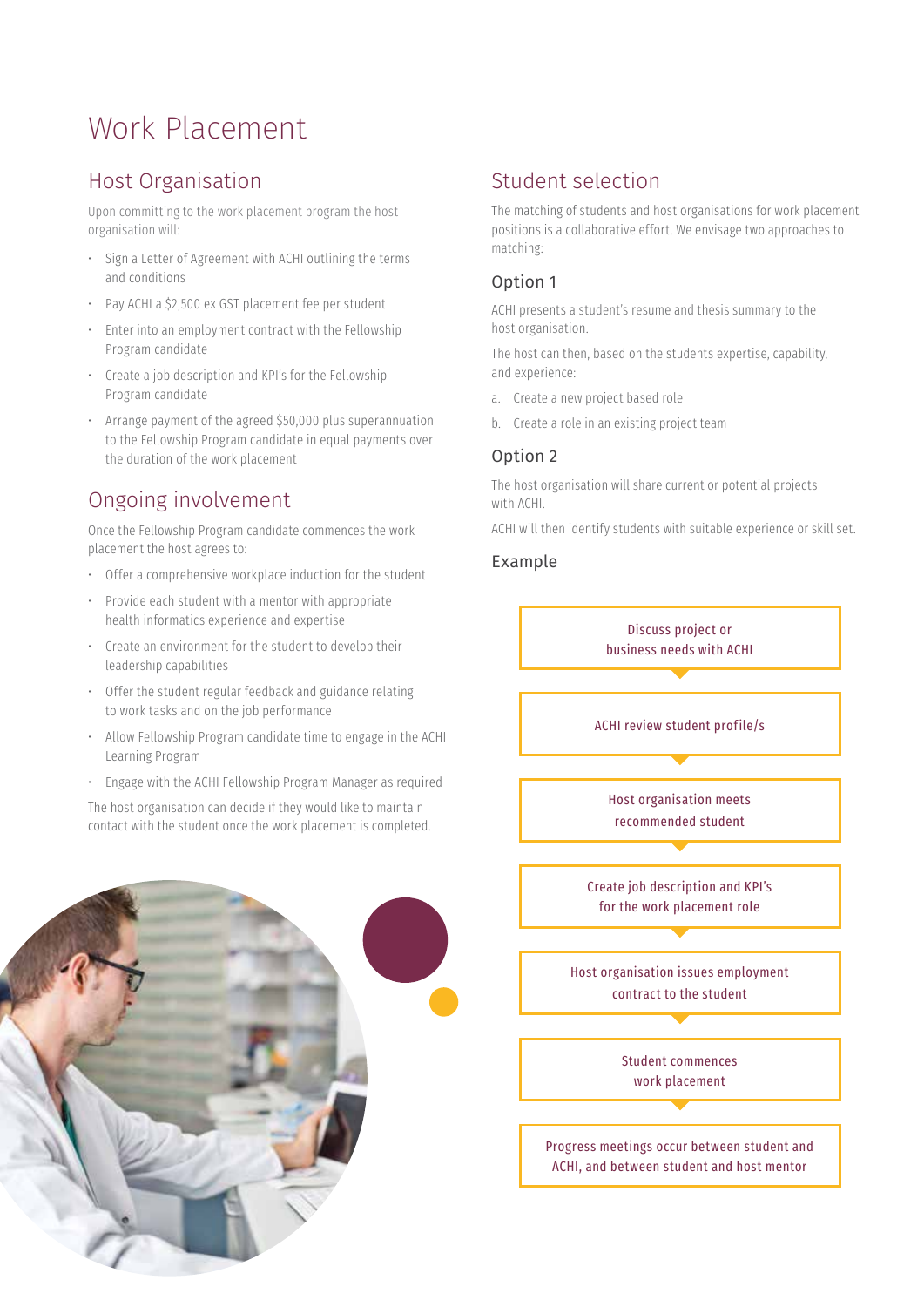# Work Placement

## Host Organisation

Upon committing to the work placement program the host organisation will:

- Sign a Letter of Agreement with ACHI outlining the terms and conditions
- Pay ACHI a $2,500 ex GST placement fee per student
- Enter into an employment contract with the Fellowship Program candidate
- Create a job description and KPI's for the Fellowship Program candidate
- Arrange payment of the agreed $50,000 plus superannuation to the Fellowship Program candidate in equal payments over the duration of the work placement

## Ongoing involvement

Once the Fellowship Program candidate commences the work placement the host agrees to:

- Offer a comprehensive workplace induction for the student
- Provide each student with a mentor with appropriate health informatics experience and expertise
- Create an environment for the student to develop their leadership capabilities
- Offer the student regular feedback and guidance relating to work tasks and on the job performance
- Allow Fellowship Program candidate time to engage in the ACHI Learning Program
- Engage with the ACHI Fellowship Program Manager as required

The host organisation can decide if they would like to maintain contact with the student once the work placement is completed.

## Student selection

The matching of students and host organisations for work placement positions is a collaborative effort. We envisage two approaches to matching:

### Option 1

ACHI presents a student's resume and thesis summary to the host organisation.

The host can then, based on the students expertise, capability, and experience:

a. Create a new project based role

b. Create a role in an existing project team

### Option 2

The host organisation will share current or potential projects with ACHI.

ACHI will then identify students with suitable experience or skill set.

### Example

1. Discuss project or business needs with ACHI
2. ACHI review student profile/s
3. Host organisation meets recommended student
4. Create job description and KPI's for the work placement role
5. Host organisation issues employment contract to the student
6. Student commences work placement
7. Progress meetings occur between student and ACHI, and between student and host mentor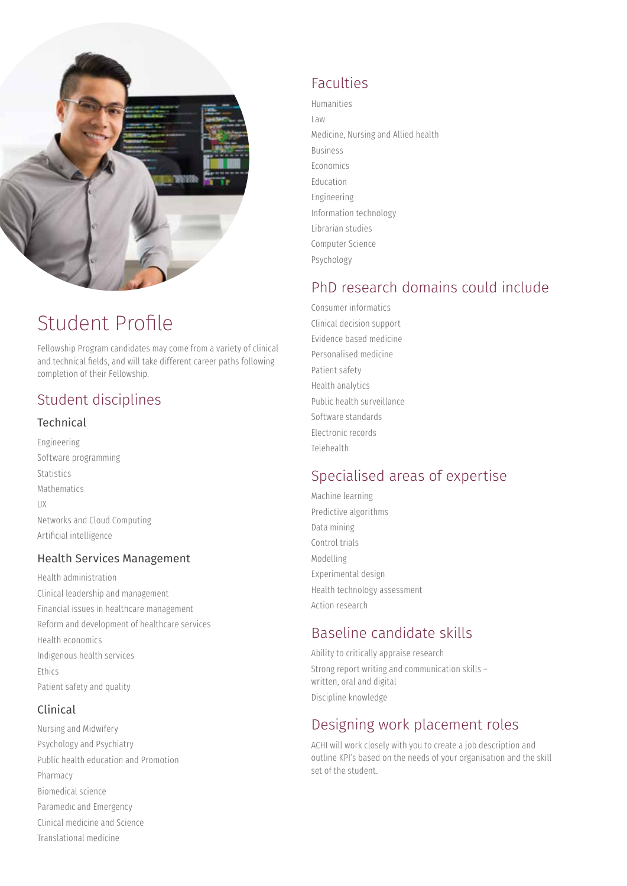# Student Profile

Fellowship Program candidates may come from a variety of clinical and technical fields, and will take different career paths following completion of their Fellowship.

## Student disciplines

### Technical

- Engineering
- Software programming
- Statistics
- Mathematics
- UX
- Networks and Cloud Computing
- Artificial intelligence

### Health Services Management

- Health administration
- Clinical leadership and management
- Financial issues in healthcare management
- Reform and development of healthcare services
- Health economics
- Indigenous health services
- Ethics
- Patient safety and quality

### Clinical

- Nursing and Midwifery
- Psychology and Psychiatry
- Public health education and Promotion
- Pharmacy
- Biomedical science
- Paramedic and Emergency
- Clinical medicine and Science
- Translational medicine

## Faculties

- Humanities
- Law
- Medicine, Nursing and Allied health
- Business
- Economics
- Education
- Engineering
- Information technology
- Librarian studies
- Computer Science
- Psychology

## PhD research domains could include

- Consumer informatics
- Clinical decision support
- Evidence based medicine
- Personalised medicine
- Patient safety
- Health analytics
- Public health surveillance
- Software standards
- Electronic records
- Telehealth

## Specialised areas of expertise

- Machine learning
- Predictive algorithms
- Data mining
- Control trials
- Modelling
- Experimental design
- Health technology assessment
- Action research

## Baseline candidate skills

- Ability to critically appraise research
- Strong report writing and communication skills – written, oral and digital
- Discipline knowledge

## Designing work placement roles

ACHI will work closely with you to create a job description and outline KPI's based on the needs of your organisation and the skill set of the student.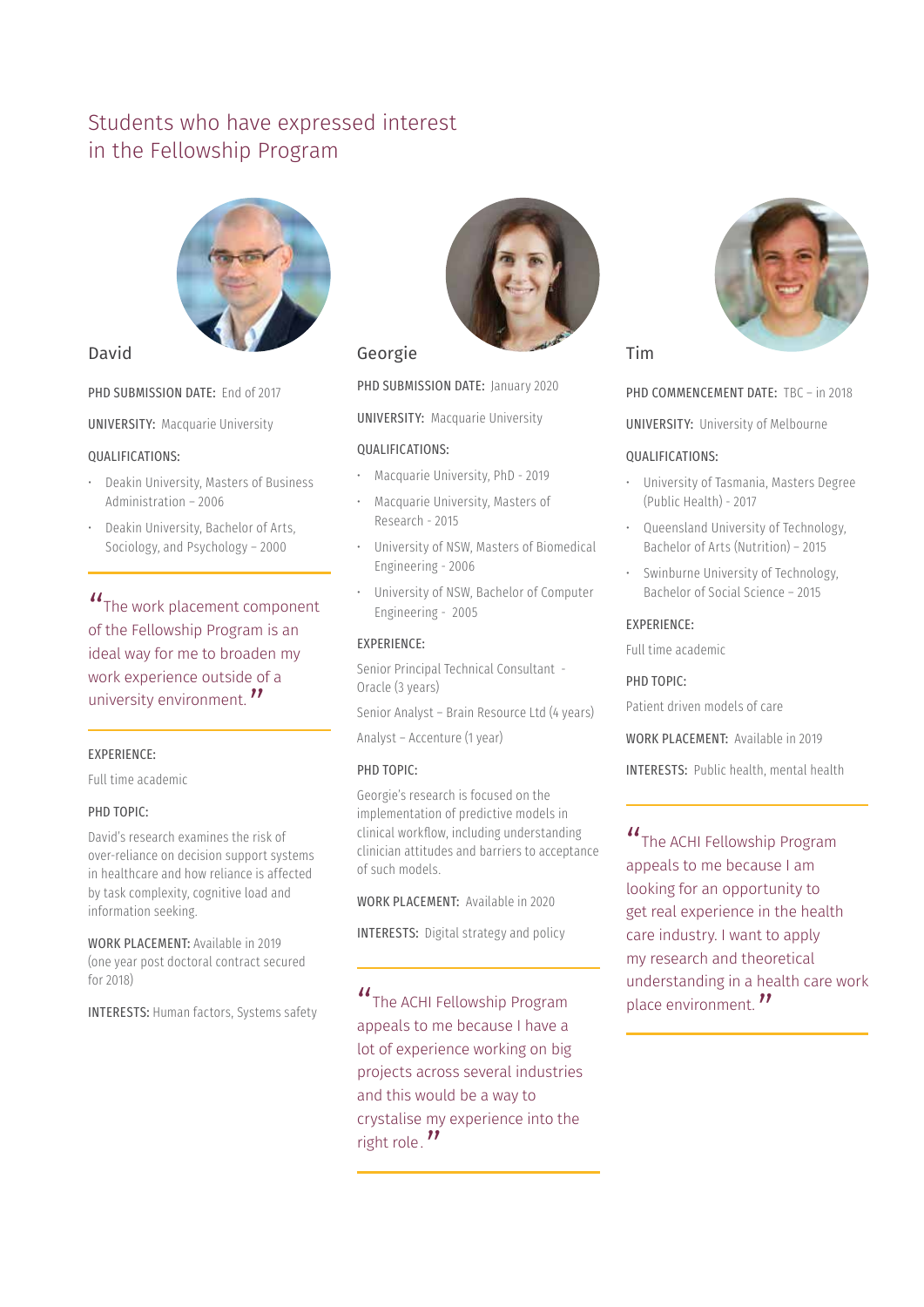# Students who have expressed interest in the Fellowship Program

## David

PHD SUBMISSION DATE: End of 2017

UNIVERSITY: Macquarie University

QUALIFICATIONS:

- Deakin University, Masters of Business Administration – 2006
- Deakin University, Bachelor of Arts, Sociology, and Psychology – 2000

> "The work placement component of the Fellowship Program is an ideal way for me to broaden my work experience outside of a university environment."

EXPERIENCE:

Full time academic

PHD TOPIC:

David's research examines the risk of over-reliance on decision support systems in healthcare and how reliance is affected by task complexity, cognitive load and information seeking.

WORK PLACEMENT: Available in 2019 (one year post doctoral contract secured for 2018)

INTERESTS: Human factors, Systems safety

## Georgie

PHD SUBMISSION DATE: January 2020

UNIVERSITY: Macquarie University

QUALIFICATIONS:

- Macquarie University, PhD - 2019
- Macquarie University, Masters of Research - 2015
- University of NSW, Masters of Biomedical Engineering - 2006
- University of NSW, Bachelor of Computer Engineering - 2005

EXPERIENCE:

Senior Principal Technical Consultant - Oracle (3 years)

Senior Analyst – Brain Resource Ltd (4 years)

Analyst – Accenture (1 year)

PHD TOPIC:

Georgie's research is focused on the implementation of predictive models in clinical workflow, including understanding clinician attitudes and barriers to acceptance of such models.

WORK PLACEMENT: Available in 2020

INTERESTS: Digital strategy and policy

> "The ACHI Fellowship Program appeals to me because I have a lot of experience working on big projects across several industries and this would be a way to crystalise my experience into the right role."

## Tim

PHD COMMENCEMENT DATE: TBC – in 2018

UNIVERSITY: University of Melbourne

QUALIFICATIONS:

- University of Tasmania, Masters Degree (Public Health) - 2017
- Queensland University of Technology, Bachelor of Arts (Nutrition) – 2015
- Swinburne University of Technology, Bachelor of Social Science – 2015

EXPERIENCE:

Full time academic

PHD TOPIC:

Patient driven models of care

WORK PLACEMENT: Available in 2019

INTERESTS: Public health, mental health

> "The ACHI Fellowship Program appeals to me because I am looking for an opportunity to get real experience in the health care industry. I want to apply my research and theoretical understanding in a health care work place environment."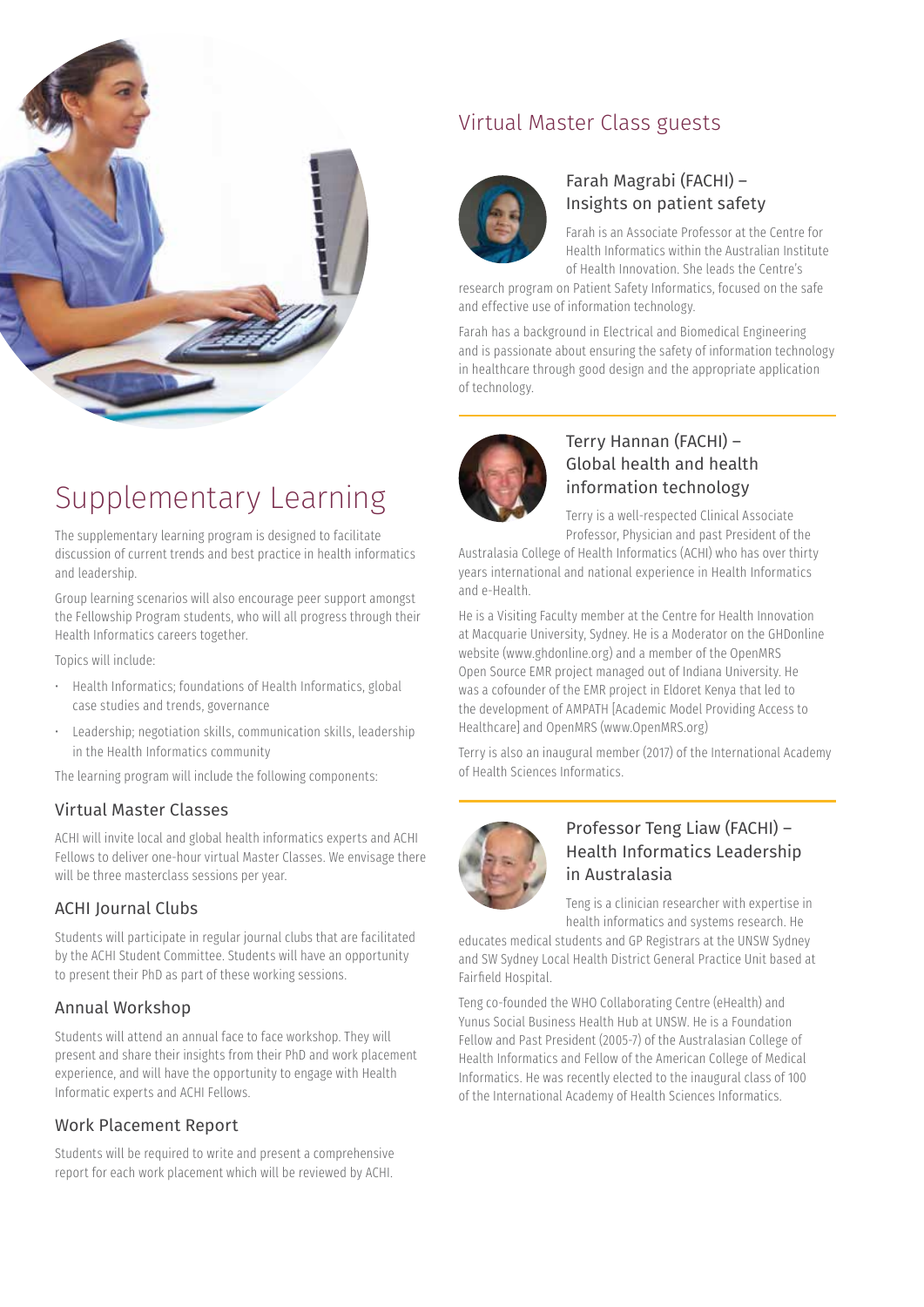# Supplementary Learning

The supplementary learning program is designed to facilitate discussion of current trends and best practice in health informatics and leadership.

Group learning scenarios will also encourage peer support amongst the Fellowship Program students, who will all progress through their Health Informatics careers together.

Topics will include:

- Health Informatics; foundations of Health Informatics, global case studies and trends, governance
- Leadership; negotiation skills, communication skills, leadership in the Health Informatics community

The learning program will include the following components:

## Virtual Master Classes

ACHI will invite local and global health informatics experts and ACHI Fellows to deliver one-hour virtual Master Classes. We envisage there will be three masterclass sessions per year.

## ACHI Journal Clubs

Students will participate in regular journal clubs that are facilitated by the ACHI Student Committee. Students will have an opportunity to present their PhD as part of these working sessions.

## Annual Workshop

Students will attend an annual face to face workshop. They will present and share their insights from their PhD and work placement experience, and will have the opportunity to engage with Health Informatic experts and ACHI Fellows.

## Work Placement Report

Students will be required to write and present a comprehensive report for each work placement which will be reviewed by ACHI.

## Virtual Master Class guests

### Farah Magrabi (FACHI) – Insights on patient safety

Farah is an Associate Professor at the Centre for Health Informatics within the Australian Institute of Health Innovation. She leads the Centre's research program on Patient Safety Informatics, focused on the safe and effective use of information technology.

Farah has a background in Electrical and Biomedical Engineering and is passionate about ensuring the safety of information technology in healthcare through good design and the appropriate application of technology.

### Terry Hannan (FACHI) – Global health and health information technology

Terry is a well-respected Clinical Associate Professor, Physician and past President of the Australasia College of Health Informatics (ACHI) who has over thirty years international and national experience in Health Informatics and e-Health.

He is a Visiting Faculty member at the Centre for Health Innovation at Macquarie University, Sydney. He is a Moderator on the GHDonline website (www.ghdonline.org) and a member of the OpenMRS Open Source EMR project managed out of Indiana University. He was a cofounder of the EMR project in Eldoret Kenya that led to the development of AMPATH [Academic Model Providing Access to Healthcare] and OpenMRS (www.OpenMRS.org)

Terry is also an inaugural member (2017) of the International Academy of Health Sciences Informatics.

### Professor Teng Liaw (FACHI) – Health Informatics Leadership in Australasia

Teng is a clinician researcher with expertise in health informatics and systems research. He educates medical students and GP Registrars at the UNSW Sydney and SW Sydney Local Health District General Practice Unit based at Fairfield Hospital.

Teng co-founded the WHO Collaborating Centre (eHealth) and Yunus Social Business Health Hub at UNSW. He is a Foundation Fellow and Past President (2005-7) of the Australasian College of Health Informatics and Fellow of the American College of Medical Informatics. He was recently elected to the inaugural class of 100 of the International Academy of Health Sciences Informatics.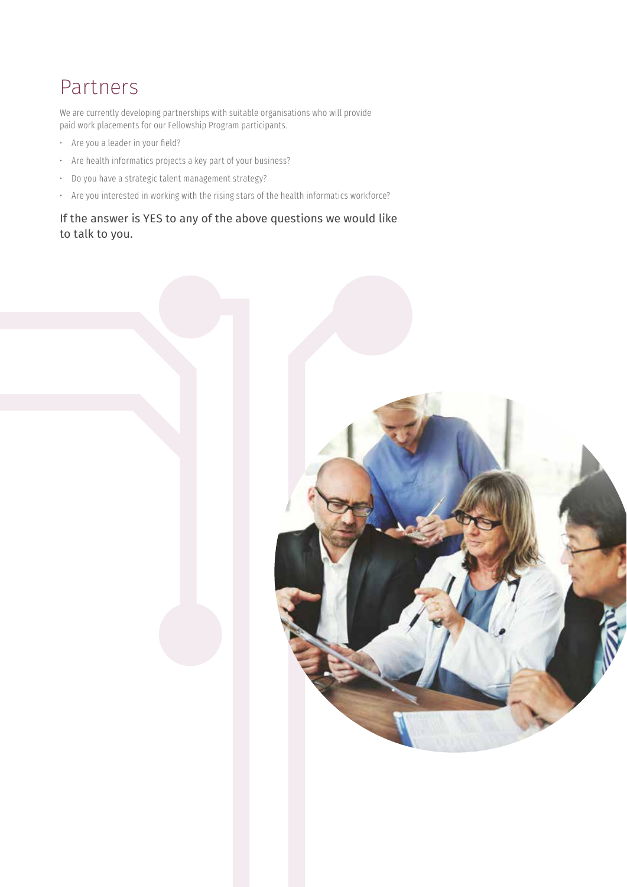# Partners

We are currently developing partnerships with suitable organisations who will provide paid work placements for our Fellowship Program participants.

- Are you a leader in your field?
- Are health informatics projects a key part of your business?
- Do you have a strategic talent management strategy?
- Are you interested in working with the rising stars of the health informatics workforce?

If the answer is YES to any of the above questions we would like to talk to you.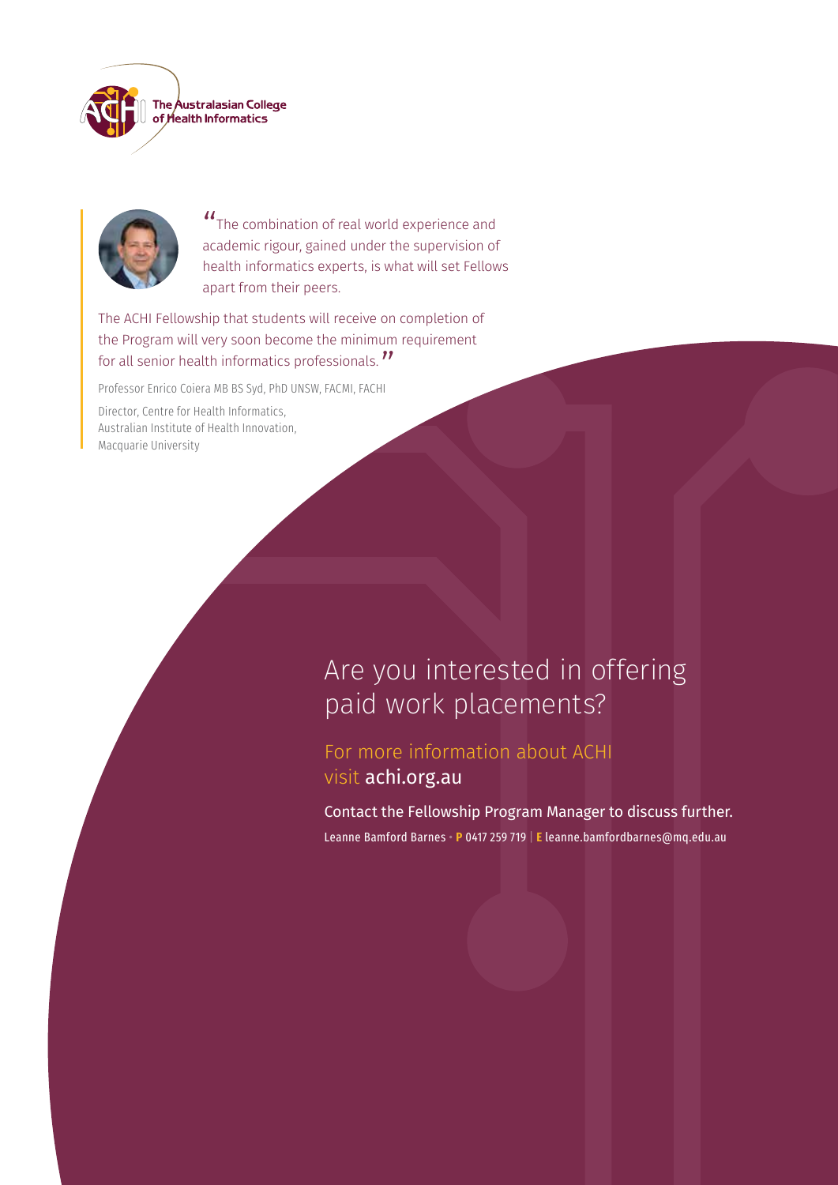The Australasian College of Health Informatics

> "The combination of real world experience and academic rigour, gained under the supervision of health informatics experts, is what will set Fellows apart from their peers.
>
> The ACHI Fellowship that students will receive on completion of the Program will very soon become the minimum requirement for all senior health informatics professionals."

Professor Enrico Coiera MB BS Syd, PhD UNSW, FACMI, FACHI

Director, Centre for Health Informatics,
Australian Institute of Health Innovation,
Macquarie University

## Are you interested in offering paid work placements?

For more information about ACHI visit **achi.org.au**

Contact the Fellowship Program Manager to discuss further.

Leanne Bamford Barnes • **P** 0417 259 719 | **E** leanne.bamfordbarnes@mq.edu.au